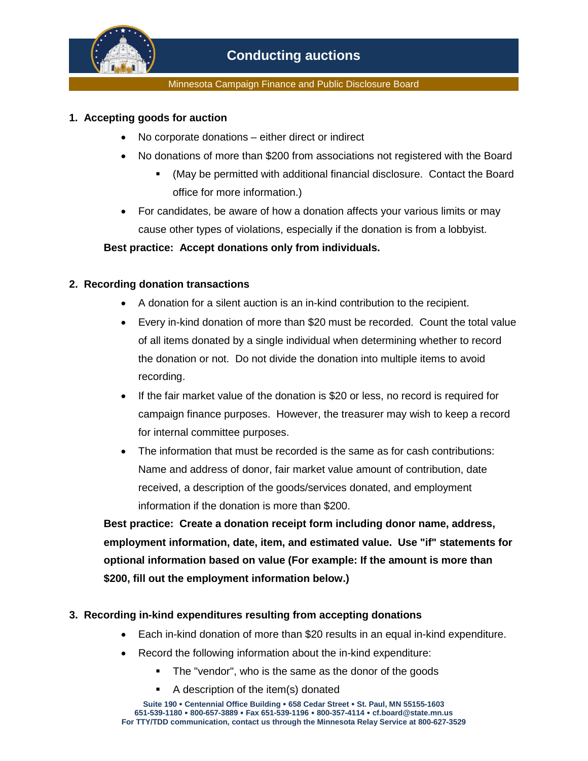# Conducting auctions

Minnesota Campaign Finance and Public Disclosure Board

## 1. Accepting goods for auction

- No corporate donations – either direct or indirect
- No donations of more than $200 from associations not registered with the Board
  - (May be permitted with additional financial disclosure. Contact the Board office for more information.)
- For candidates, be aware of how a donation affects your various limits or may cause other types of violations, especially if the donation is from a lobbyist.

**Best practice: Accept donations only from individuals.**

## 2. Recording donation transactions

- A donation for a silent auction is an in-kind contribution to the recipient.
- Every in-kind donation of more than $20 must be recorded. Count the total value of all items donated by a single individual when determining whether to record the donation or not. Do not divide the donation into multiple items to avoid recording.
- If the fair market value of the donation is $20 or less, no record is required for campaign finance purposes. However, the treasurer may wish to keep a record for internal committee purposes.
- The information that must be recorded is the same as for cash contributions: Name and address of donor, fair market value amount of contribution, date received, a description of the goods/services donated, and employment information if the donation is more than $200.

**Best practice: Create a donation receipt form including donor name, address, employment information, date, item, and estimated value. Use "if" statements for optional information based on value (For example: If the amount is more than $200, fill out the employment information below.)**

## 3. Recording in-kind expenditures resulting from accepting donations

- Each in-kind donation of more than $20 results in an equal in-kind expenditure.
- Record the following information about the in-kind expenditure:
  - The "vendor", who is the same as the donor of the goods
  - A description of the item(s) donated

Suite 190 • Centennial Office Building • 658 Cedar Street • St. Paul, MN 55155-1603
651-539-1180 • 800-657-3889 • Fax 651-539-1196 • 800-357-4114 • cf.board@state.mn.us
For TTY/TDD communication, contact us through the Minnesota Relay Service at 800-627-3529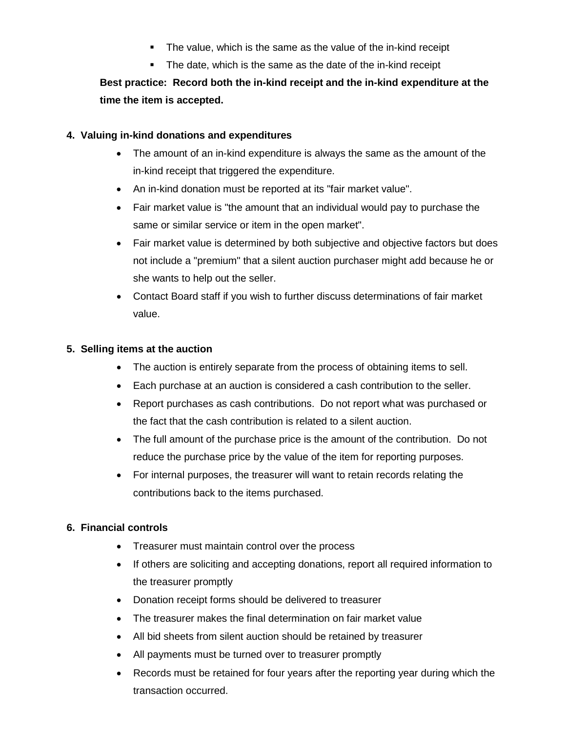- The value, which is the same as the value of the in-kind receipt
   - The date, which is the same as the date of the in-kind receipt

**Best practice: Record both the in-kind receipt and the in-kind expenditure at the time the item is accepted.**

**4. Valuing in-kind donations and expenditures**

- The amount of an in-kind expenditure is always the same as the amount of the in-kind receipt that triggered the expenditure.
- An in-kind donation must be reported at its "fair market value".
- Fair market value is "the amount that an individual would pay to purchase the same or similar service or item in the open market".
- Fair market value is determined by both subjective and objective factors but does not include a "premium" that a silent auction purchaser might add because he or she wants to help out the seller.
- Contact Board staff if you wish to further discuss determinations of fair market value.

**5. Selling items at the auction**

- The auction is entirely separate from the process of obtaining items to sell.
- Each purchase at an auction is considered a cash contribution to the seller.
- Report purchases as cash contributions. Do not report what was purchased or the fact that the cash contribution is related to a silent auction.
- The full amount of the purchase price is the amount of the contribution. Do not reduce the purchase price by the value of the item for reporting purposes.
- For internal purposes, the treasurer will want to retain records relating the contributions back to the items purchased.

**6. Financial controls**

- Treasurer must maintain control over the process
- If others are soliciting and accepting donations, report all required information to the treasurer promptly
- Donation receipt forms should be delivered to treasurer
- The treasurer makes the final determination on fair market value
- All bid sheets from silent auction should be retained by treasurer
- All payments must be turned over to treasurer promptly
- Records must be retained for four years after the reporting year during which the transaction occurred.